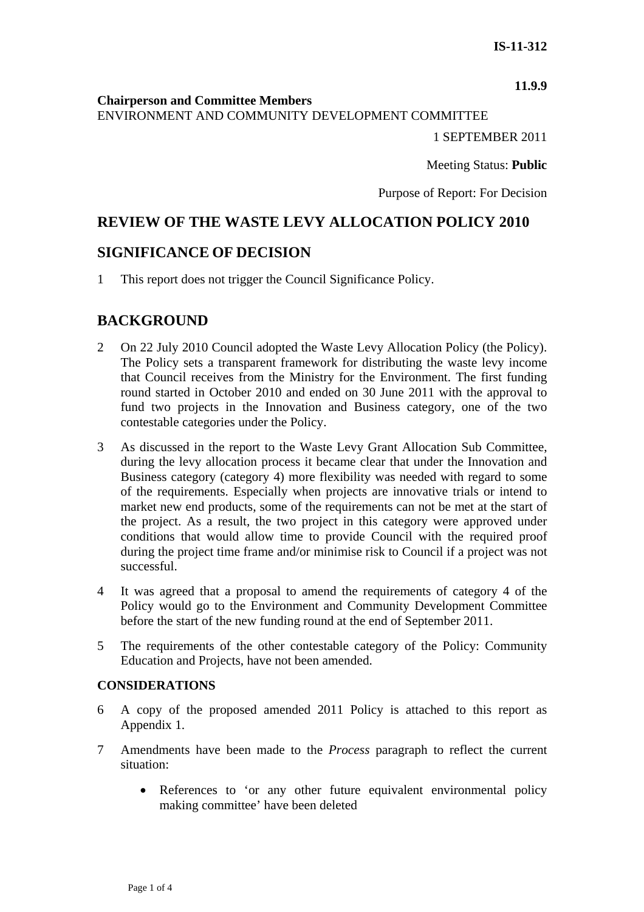**IS-11-312**

**11.9.9**

**Chairperson and Committee Members**
ENVIRONMENT AND COMMUNITY DEVELOPMENT COMMITTEE

1 SEPTEMBER 2011

Meeting Status: **Public**

Purpose of Report: For Decision

## REVIEW OF THE WASTE LEVY ALLOCATION POLICY 2010

## SIGNIFICANCE OF DECISION

1 This report does not trigger the Council Significance Policy.

## BACKGROUND

2 On 22 July 2010 Council adopted the Waste Levy Allocation Policy (the Policy). The Policy sets a transparent framework for distributing the waste levy income that Council receives from the Ministry for the Environment. The first funding round started in October 2010 and ended on 30 June 2011 with the approval to fund two projects in the Innovation and Business category, one of the two contestable categories under the Policy.

3 As discussed in the report to the Waste Levy Grant Allocation Sub Committee, during the levy allocation process it became clear that under the Innovation and Business category (category 4) more flexibility was needed with regard to some of the requirements. Especially when projects are innovative trials or intend to market new end products, some of the requirements can not be met at the start of the project. As a result, the two project in this category were approved under conditions that would allow time to provide Council with the required proof during the project time frame and/or minimise risk to Council if a project was not successful.

4 It was agreed that a proposal to amend the requirements of category 4 of the Policy would go to the Environment and Community Development Committee before the start of the new funding round at the end of September 2011.

5 The requirements of the other contestable category of the Policy: Community Education and Projects, have not been amended.

### CONSIDERATIONS

6 A copy of the proposed amended 2011 Policy is attached to this report as Appendix 1.

7 Amendments have been made to the *Process* paragraph to reflect the current situation:

- References to 'or any other future equivalent environmental policy making committee' have been deleted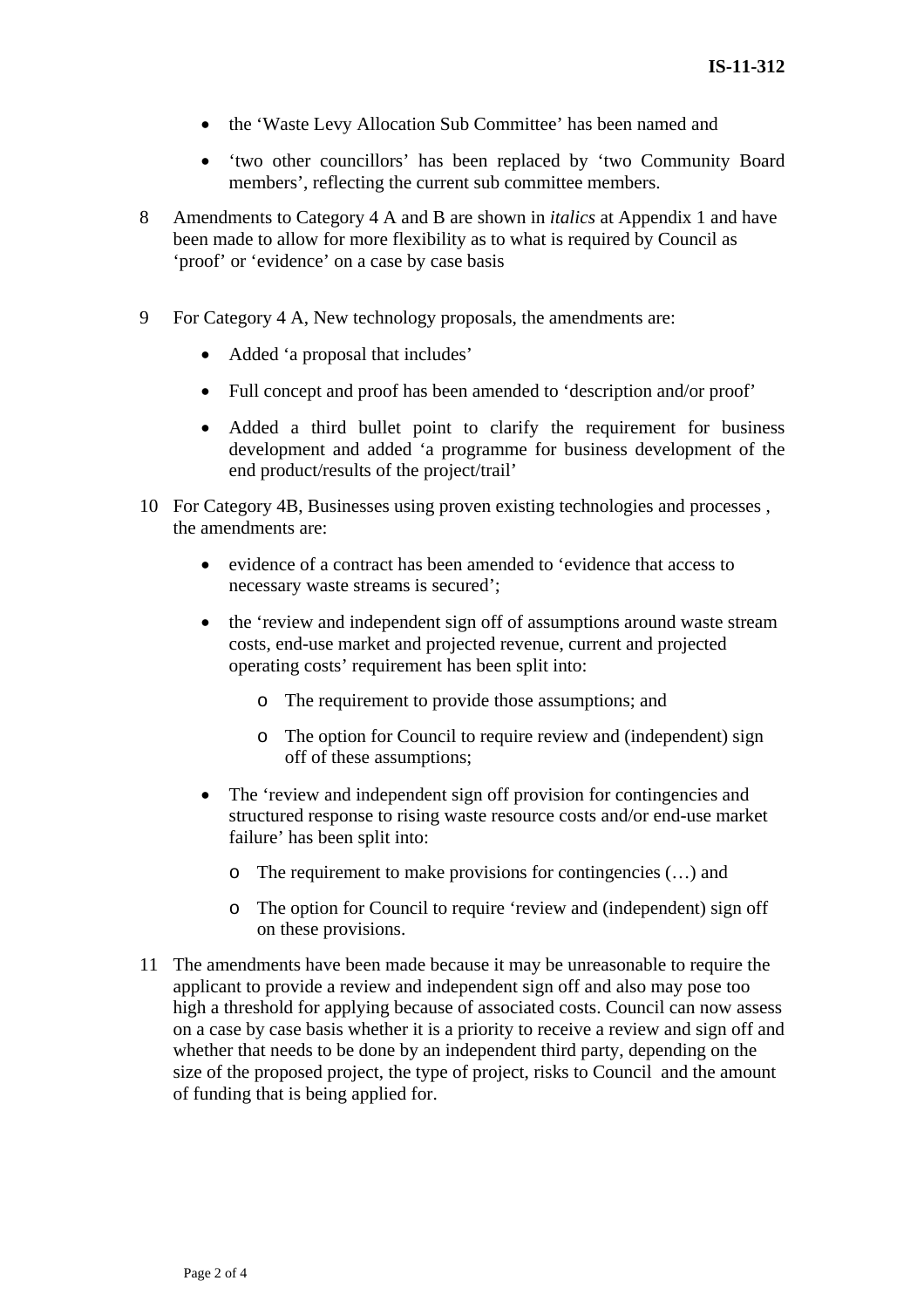- the 'Waste Levy Allocation Sub Committee' has been named and
- 'two other councillors' has been replaced by 'two Community Board members', reflecting the current sub committee members.

8 Amendments to Category 4 A and B are shown in *italics* at Appendix 1 and have been made to allow for more flexibility as to what is required by Council as 'proof' or 'evidence' on a case by case basis

9 For Category 4 A, New technology proposals, the amendments are:

- Added 'a proposal that includes'
- Full concept and proof has been amended to 'description and/or proof'
- Added a third bullet point to clarify the requirement for business development and added 'a programme for business development of the end product/results of the project/trail'

10 For Category 4B, Businesses using proven existing technologies and processes , the amendments are:

- evidence of a contract has been amended to 'evidence that access to necessary waste streams is secured';
- the 'review and independent sign off of assumptions around waste stream costs, end-use market and projected revenue, current and projected operating costs' requirement has been split into:
    - The requirement to provide those assumptions; and
    - The option for Council to require review and (independent) sign off of these assumptions;
- The 'review and independent sign off provision for contingencies and structured response to rising waste resource costs and/or end-use market failure' has been split into:
    - The requirement to make provisions for contingencies (…) and
    - The option for Council to require 'review and (independent) sign off on these provisions.

11 The amendments have been made because it may be unreasonable to require the applicant to provide a review and independent sign off and also may pose too high a threshold for applying because of associated costs. Council can now assess on a case by case basis whether it is a priority to receive a review and sign off and whether that needs to be done by an independent third party, depending on the size of the proposed project, the type of project, risks to Council and the amount of funding that is being applied for.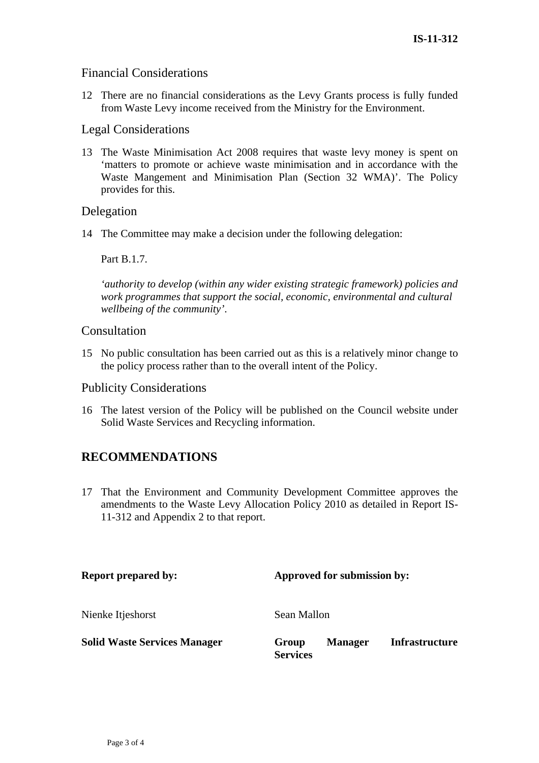## Financial Considerations

12 There are no financial considerations as the Levy Grants process is fully funded from Waste Levy income received from the Ministry for the Environment.

## Legal Considerations

13 The Waste Minimisation Act 2008 requires that waste levy money is spent on 'matters to promote or achieve waste minimisation and in accordance with the Waste Mangement and Minimisation Plan (Section 32 WMA)'. The Policy provides for this.

## Delegation

14 The Committee may make a decision under the following delegation:

Part B.1.7.

*'authority to develop (within any wider existing strategic framework) policies and work programmes that support the social, economic, environmental and cultural wellbeing of the community'.*

## Consultation

15 No public consultation has been carried out as this is a relatively minor change to the policy process rather than to the overall intent of the Policy.

## Publicity Considerations

16 The latest version of the Policy will be published on the Council website under Solid Waste Services and Recycling information.

# RECOMMENDATIONS

17 That the Environment and Community Development Committee approves the amendments to the Waste Levy Allocation Policy 2010 as detailed in Report IS-11-312 and Appendix 2 to that report.

| **Report prepared by:** | **Approved for submission by:** |
|---|---|
| Nienke Itjeshorst | Sean Mallon |
| **Solid Waste Services Manager** | **Group Manager Infrastructure Services** |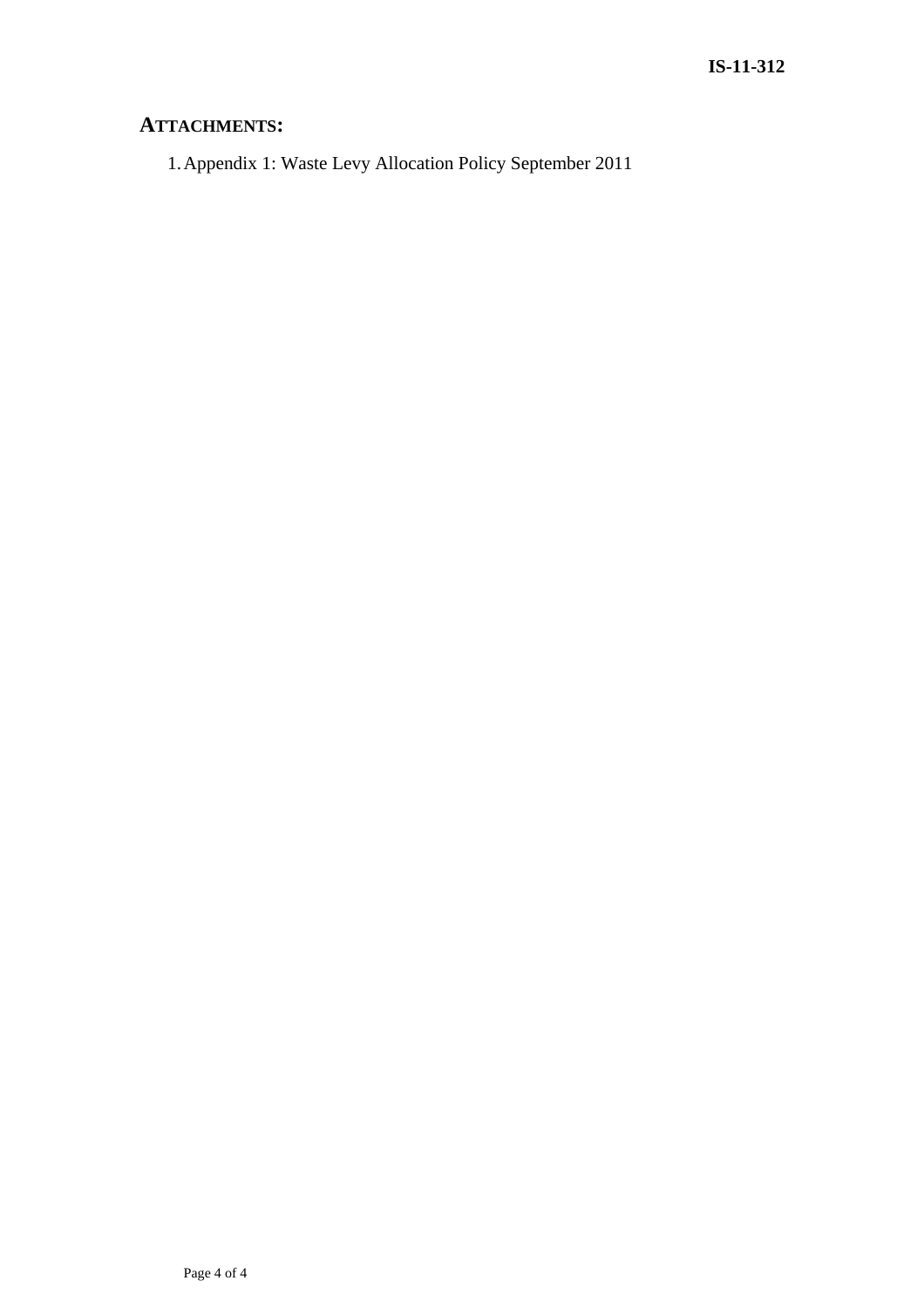## ATTACHMENTS:

1. Appendix 1: Waste Levy Allocation Policy September 2011